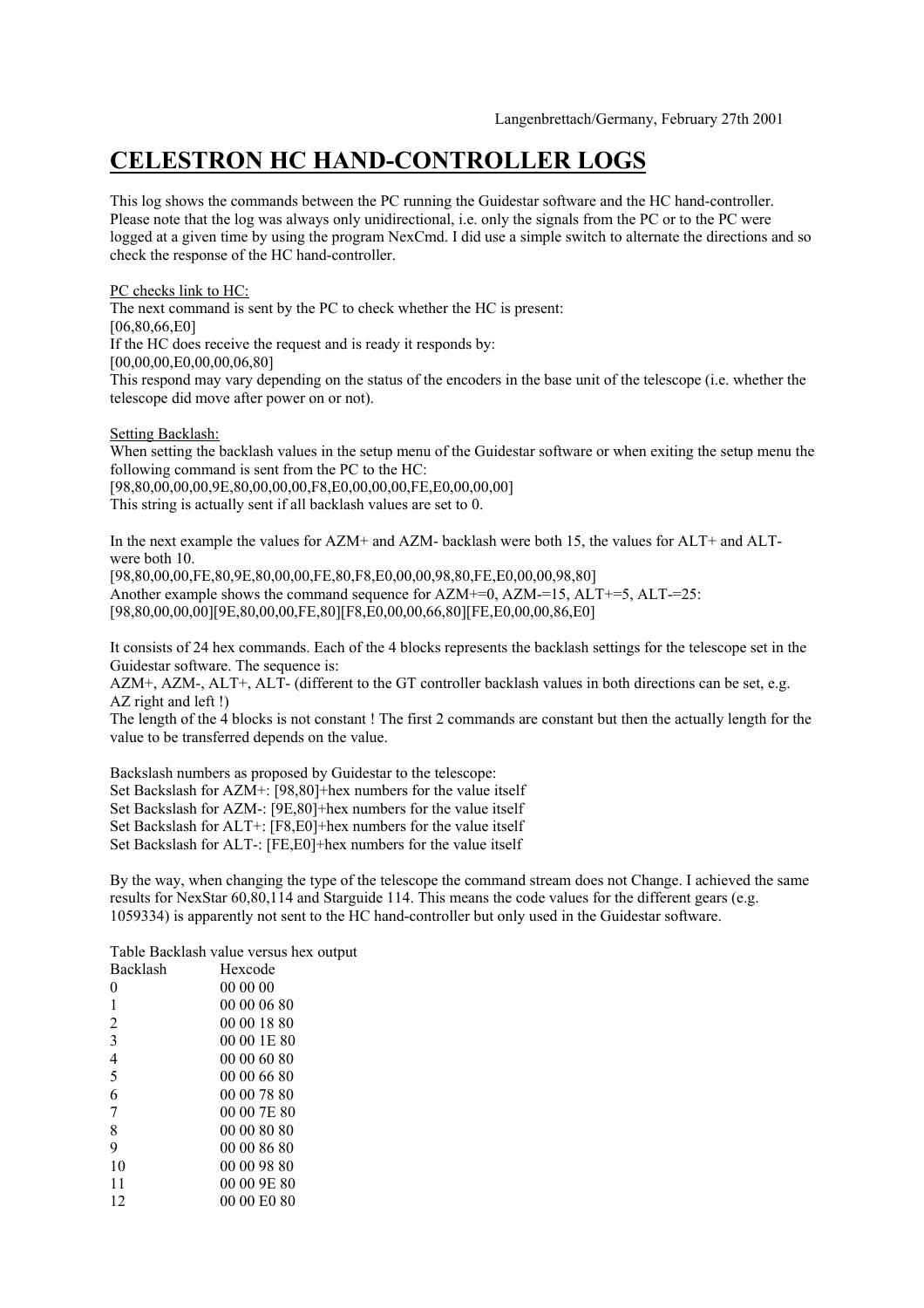Langenbrettach/Germany, February 27th 2001

# CELESTRON HC HAND-CONTROLLER LOGS

This log shows the commands between the PC running the Guidestar software and the HC hand-controller. Please note that the log was always only unidirectional, i.e. only the signals from the PC or to the PC were logged at a given time by using the program NexCmd. I did use a simple switch to alternate the directions and so check the response of the HC hand-controller.

PC checks link to HC:
The next command is sent by the PC to check whether the HC is present:
[06,80,66,E0]
If the HC does receive the request and is ready it responds by:
[00,00,00,E0,00,00,06,80]
This respond may vary depending on the status of the encoders in the base unit of the telescope (i.e. whether the telescope did move after power on or not).

Setting Backlash:
When setting the backlash values in the setup menu of the Guidestar software or when exiting the setup menu the following command is sent from the PC to the HC:
[98,80,00,00,00,9E,80,00,00,00,F8,E0,00,00,00,FE,E0,00,00,00]
This string is actually sent if all backlash values are set to 0.

In the next example the values for AZM+ and AZM- backlash were both 15, the values for ALT+ and ALT- were both 10.
[98,80,00,00,FE,80,9E,80,00,00,FE,80,F8,E0,00,00,98,80,FE,E0,00,00,98,80]
Another example shows the command sequence for AZM+=0, AZM-=15, ALT+=5, ALT-=25:
[98,80,00,00,00][9E,80,00,00,FE,80][F8,E0,00,00,66,80][FE,E0,00,00,86,E0]

It consists of 24 hex commands. Each of the 4 blocks represents the backlash settings for the telescope set in the Guidestar software. The sequence is:
AZM+, AZM-, ALT+, ALT- (different to the GT controller backlash values in both directions can be set, e.g. AZ right and left !)
The length of the 4 blocks is not constant ! The first 2 commands are constant but then the actually length for the value to be transferred depends on the value.

Backslash numbers as proposed by Guidestar to the telescope:
Set Backslash for AZM+: [98,80]+hex numbers for the value itself
Set Backslash for AZM-: [9E,80]+hex numbers for the value itself
Set Backslash for ALT+: [F8,E0]+hex numbers for the value itself
Set Backslash for ALT-: [FE,E0]+hex numbers for the value itself

By the way, when changing the type of the telescope the command stream does not Change. I achieved the same results for NexStar 60,80,114 and Starguide 114. This means the code values for the different gears (e.g. 1059334) is apparently not sent to the HC hand-controller but only used in the Guidestar software.

Table Backlash value versus hex output

| Backlash | Hexcode |
|---|---|
| 0 | 00 00 00 |
| 1 | 00 00 06 80 |
| 2 | 00 00 18 80 |
| 3 | 00 00 1E 80 |
| 4 | 00 00 60 80 |
| 5 | 00 00 66 80 |
| 6 | 00 00 78 80 |
| 7 | 00 00 7E 80 |
| 8 | 00 00 80 80 |
| 9 | 00 00 86 80 |
| 10 | 00 00 98 80 |
| 11 | 00 00 9E 80 |
| 12 | 00 00 E0 80 |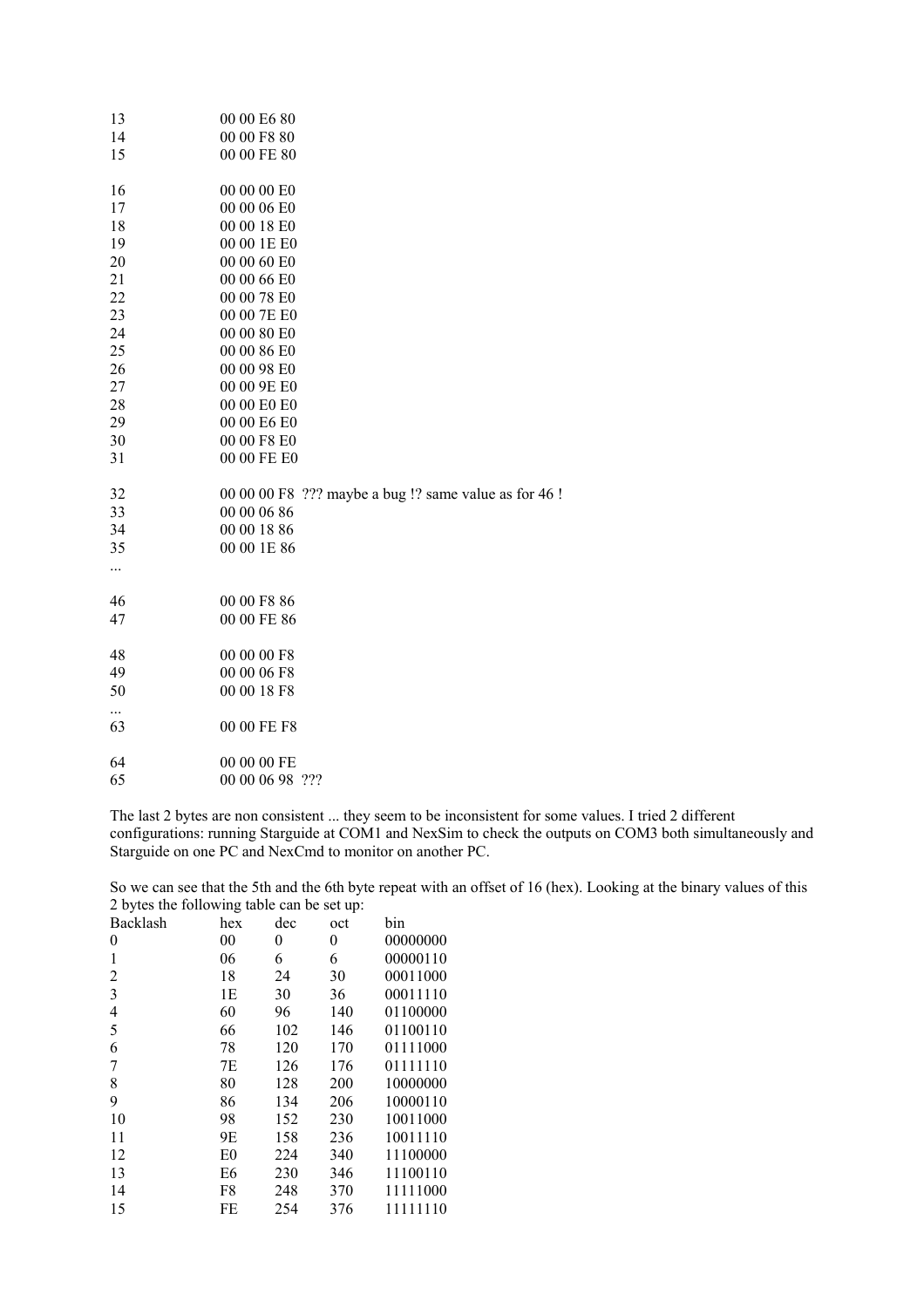| | |
|---|---|
| 13 | 00 00 E6 80 |
| 14 | 00 00 F8 80 |
| 15 | 00 00 FE 80 |
| | |
| 16 | 00 00 00 E0 |
| 17 | 00 00 06 E0 |
| 18 | 00 00 18 E0 |
| 19 | 00 00 1E E0 |
| 20 | 00 00 60 E0 |
| 21 | 00 00 66 E0 |
| 22 | 00 00 78 E0 |
| 23 | 00 00 7E E0 |
| 24 | 00 00 80 E0 |
| 25 | 00 00 86 E0 |
| 26 | 00 00 98 E0 |
| 27 | 00 00 9E E0 |
| 28 | 00 00 E0 E0 |
| 29 | 00 00 E6 E0 |
| 30 | 00 00 F8 E0 |
| 31 | 00 00 FE E0 |
| | |
| 32 | 00 00 00 F8 ??? maybe a bug !? same value as for 46 ! |
| 33 | 00 00 06 86 |
| 34 | 00 00 18 86 |
| 35 | 00 00 1E 86 |
| ... | |
| | |
| 46 | 00 00 F8 86 |
| 47 | 00 00 FE 86 |
| | |
| 48 | 00 00 00 F8 |
| 49 | 00 00 06 F8 |
| 50 | 00 00 18 F8 |
| ... | |
| 63 | 00 00 FE F8 |
| | |
| 64 | 00 00 00 FE |
| 65 | 00 00 06 98 ??? |

The last 2 bytes are non consistent ... they seem to be inconsistent for some values. I tried 2 different configurations: running Starguide at COM1 and NexSim to check the outputs on COM3 both simultaneously and Starguide on one PC and NexCmd to monitor on another PC.

So we can see that the 5th and the 6th byte repeat with an offset of 16 (hex). Looking at the binary values of this 2 bytes the following table can be set up:

| Backlash | hex | dec | oct | bin |
|---|---|---|---|---|
| 0 | 00 | 0 | 0 | 00000000 |
| 1 | 06 | 6 | 6 | 00000110 |
| 2 | 18 | 24 | 30 | 00011000 |
| 3 | 1E | 30 | 36 | 00011110 |
| 4 | 60 | 96 | 140 | 01100000 |
| 5 | 66 | 102 | 146 | 01100110 |
| 6 | 78 | 120 | 170 | 01111000 |
| 7 | 7E | 126 | 176 | 01111110 |
| 8 | 80 | 128 | 200 | 10000000 |
| 9 | 86 | 134 | 206 | 10000110 |
| 10 | 98 | 152 | 230 | 10011000 |
| 11 | 9E | 158 | 236 | 10011110 |
| 12 | E0 | 224 | 340 | 11100000 |
| 13 | E6 | 230 | 346 | 11100110 |
| 14 | F8 | 248 | 370 | 11111000 |
| 15 | FE | 254 | 376 | 11111110 |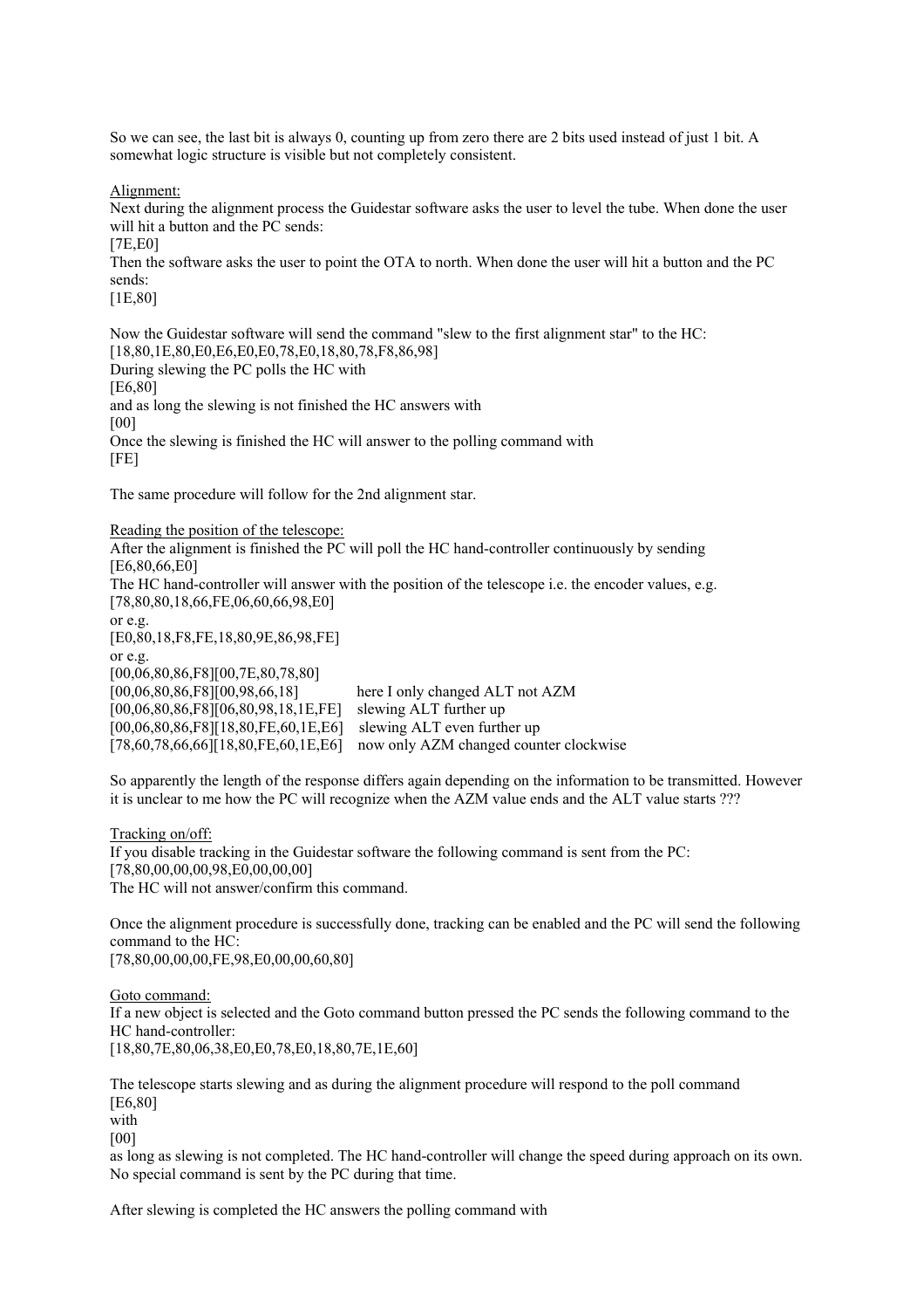So we can see, the last bit is always 0, counting up from zero there are 2 bits used instead of just 1 bit. A somewhat logic structure is visible but not completely consistent.

Alignment:

Next during the alignment process the Guidestar software asks the user to level the tube. When done the user will hit a button and the PC sends:

[7E,E0]

Then the software asks the user to point the OTA to north. When done the user will hit a button and the PC sends:

[1E,80]

Now the Guidestar software will send the command "slew to the first alignment star" to the HC:

[18,80,1E,80,E0,E6,E0,E0,78,E0,18,80,78,F8,86,98]

During slewing the PC polls the HC with

[E6,80]

and as long the slewing is not finished the HC answers with

[00]

Once the slewing is finished the HC will answer to the polling command with

[FE]

The same procedure will follow for the 2nd alignment star.

Reading the position of the telescope:

After the alignment is finished the PC will poll the HC hand-controller continuously by sending

[E6,80,66,E0]

The HC hand-controller will answer with the position of the telescope i.e. the encoder values, e.g.

[78,80,80,18,66,FE,06,60,66,98,E0]

or e.g.

[E0,80,18,F8,FE,18,80,9E,86,98,FE]

or e.g.

[00,06,80,86,F8][00,7E,80,78,80]

[00,06,80,86,F8][00,98,66,18]   here I only changed ALT not AZM

[00,06,80,86,F8][06,80,98,18,1E,FE]   slewing ALT further up

[00,06,80,86,F8][18,80,FE,60,1E,E6]   slewing ALT even further up

[78,60,78,66,66][18,80,FE,60,1E,E6]   now only AZM changed counter clockwise

So apparently the length of the response differs again depending on the information to be transmitted. However it is unclear to me how the PC will recognize when the AZM value ends and the ALT value starts ???

Tracking on/off:

If you disable tracking in the Guidestar software the following command is sent from the PC:

[78,80,00,00,00,98,E0,00,00,00]

The HC will not answer/confirm this command.

Once the alignment procedure is successfully done, tracking can be enabled and the PC will send the following command to the HC:

[78,80,00,00,00,FE,98,E0,00,00,60,80]

Goto command:

If a new object is selected and the Goto command button pressed the PC sends the following command to the HC hand-controller:

[18,80,7E,80,06,38,E0,E0,78,E0,18,80,7E,1E,60]

The telescope starts slewing and as during the alignment procedure will respond to the poll command

[E6,80]

with

[00]

as long as slewing is not completed. The HC hand-controller will change the speed during approach on its own. No special command is sent by the PC during that time.

After slewing is completed the HC answers the polling command with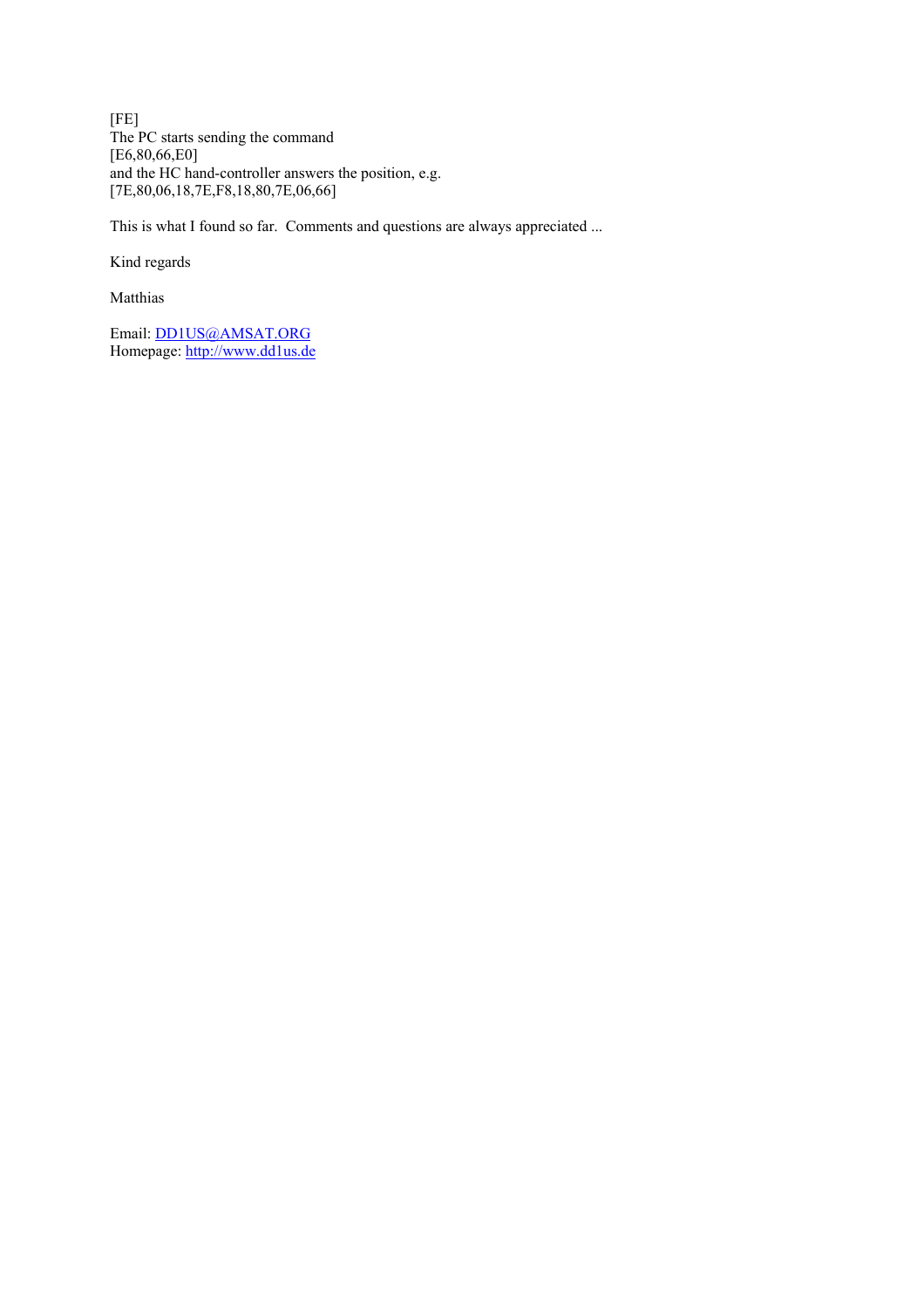[FE]
The PC starts sending the command
[E6,80,66,E0]
and the HC hand-controller answers the position, e.g.
[7E,80,06,18,7E,F8,18,80,7E,06,66]

This is what I found so far. Comments and questions are always appreciated ...

Kind regards

Matthias

Email: DD1US@AMSAT.ORG
Homepage: http://www.dd1us.de